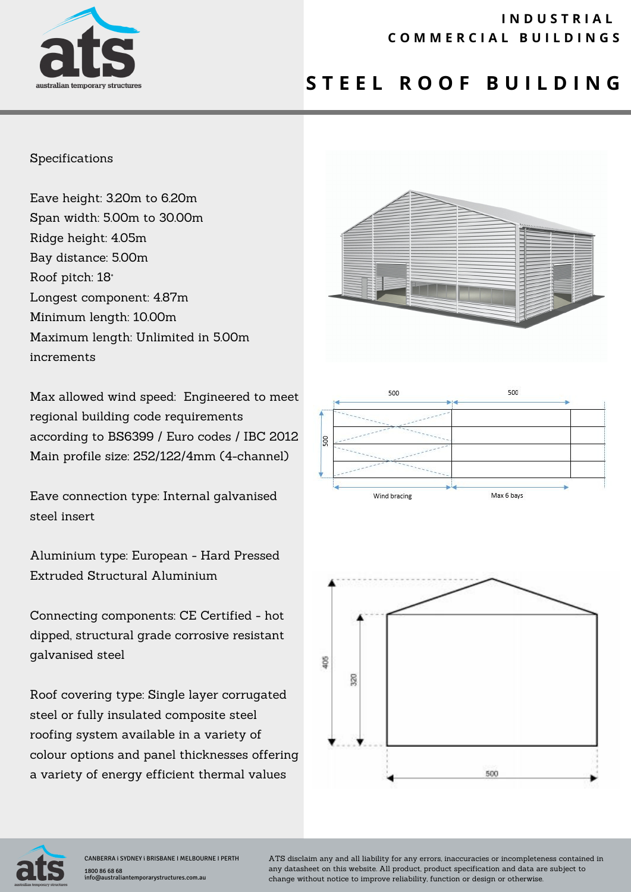INDUSTRIAL COMMERCIAL BUILDINGS

# STEEL ROOF BUILDING

Specifications

Eave height: 3.20m to 6.20m
Span width: 5.00m to 30.00m
Ridge height: 4.05m
Bay distance: 5.00m
Roof pitch: 18°
Longest component: 4.87m
Minimum length: 10.00m
Maximum length: Unlimited in 5.00m increments

Max allowed wind speed: Engineered to meet regional building code requirements according to BS6399 / Euro codes / IBC 2012
Main profile size: 252/122/4mm (4-channel)

Eave connection type: Internal galvanised steel insert

Aluminium type: European - Hard Pressed Extruded Structural Aluminium

Connecting components: CE Certified - hot dipped, structural grade corrosive resistant galvanised steel

Roof covering type: Single layer corrugated steel or fully insulated composite steel roofing system available in a variety of colour options and panel thicknesses offering a variety of energy efficient thermal values

500
500
500
Wind bracing
Max 6 bays

405
320
500

CANBERRA I SYDNEY I BRISBANE I MELBOURNE I PERTH
1800 86 68 68
info@australiantemporarystructures.com.au

ATS disclaim any and all liability for any errors, inaccuracies or incompleteness contained in any datasheet on this website. All product, product specification and data are subject to change without notice to improve reliability, function or design or otherwise.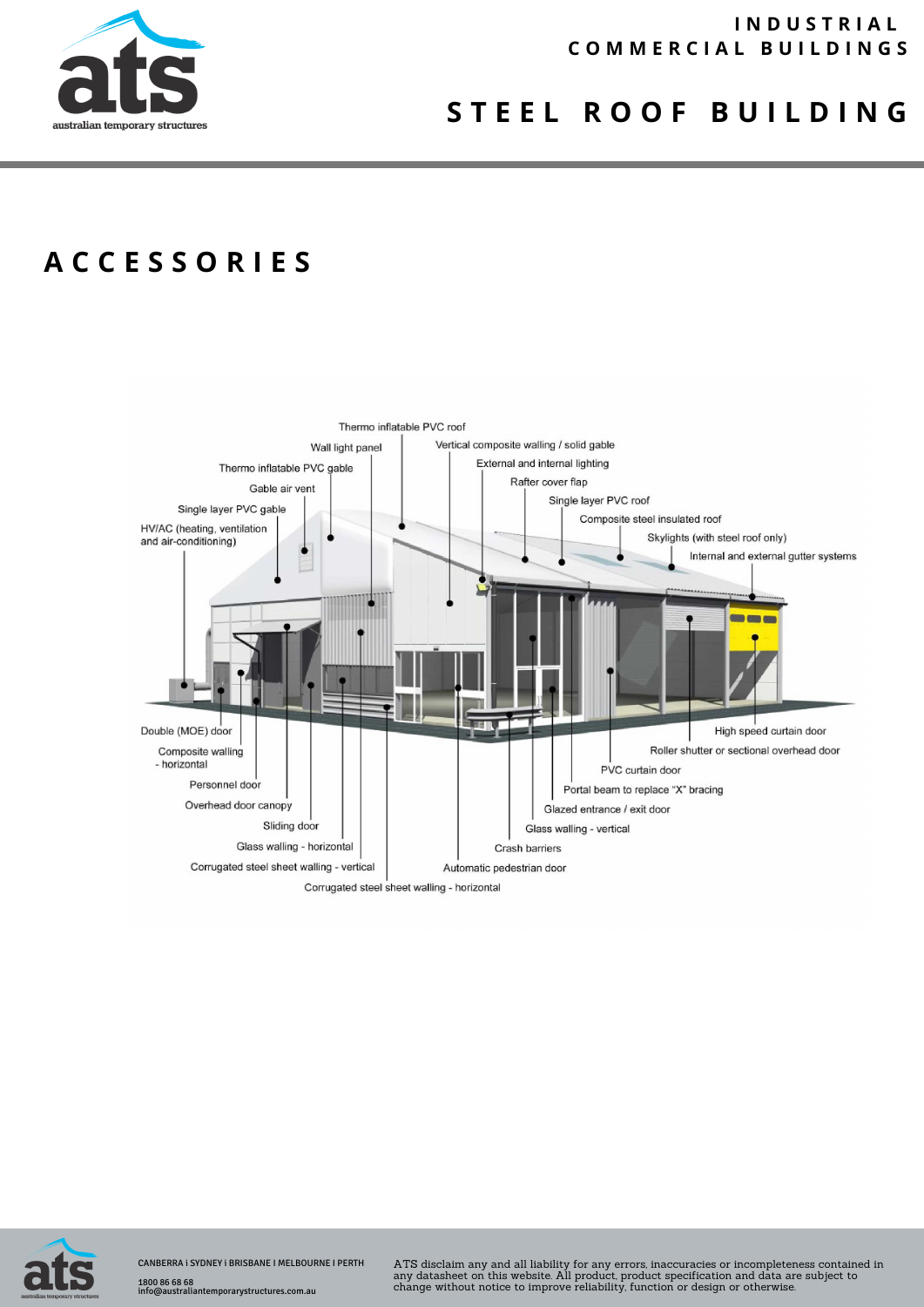# ACCESSORIES

Thermo inflatable PVC roof

Wall light panel

Vertical composite walling / solid gable

Thermo inflatable PVC gable

External and internal lighting

Gable air vent

Rafter cover flap

Single layer PVC gable

Single layer PVC roof

HV/AC (heating, ventilation and air-conditioning)

Composite steel insulated roof

Skylights (with steel roof only)

Internal and external gutter systems

Double (MOE) door

High speed curtain door

Composite walling - horizontal

Roller shutter or sectional overhead door

PVC curtain door

Personnel door

Portal beam to replace "X" bracing

Overhead door canopy

Glazed entrance / exit door

Sliding door

Glass walling - vertical

Glass walling - horizontal

Crash barriers

Corrugated steel sheet walling - vertical

Automatic pedestrian door

Corrugated steel sheet walling - horizontal